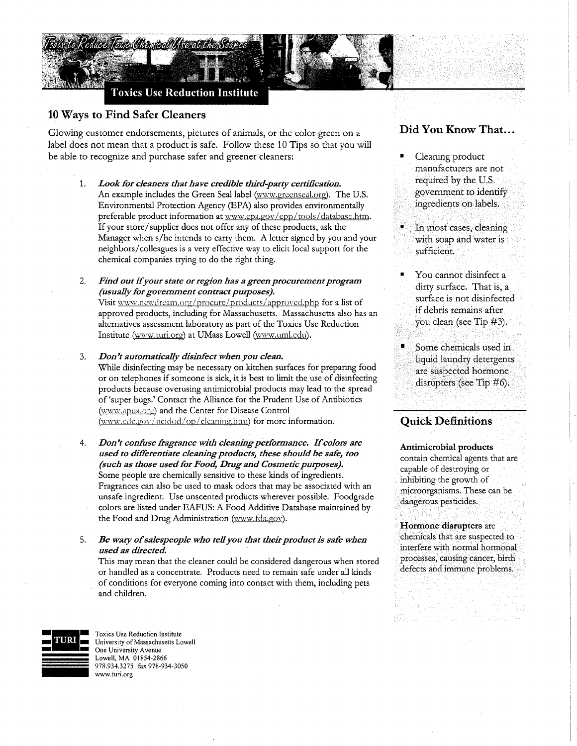# Toxics Use Reduction Institute

## 10 Ways to Find Safer Cleaners

Glowing customer endorsements, pictures of animals, or the color green on a label does not mean that a product is safe. Follow these 10 Tips so that you will be able to recognize and purchase safer and greener cleaners:

1. ***Look for cleaners that have credible third-party certification.***
   An example includes the Green Seal label (www.greenseal.org). The U.S. Environmental Protection Agency (EPA) also provides environmentally preferable product information at www.epa.gov/epp/tools/database.htm. If your store/supplier does not offer any of these products, ask the Manager when s/he intends to carry them. A letter signed by you and your neighbors/colleagues is a very effective way to elicit local support for the chemical companies trying to do the right thing.

2. ***Find out if your state or region has a green procurement program (usually for government contract purposes).***
   Visit www.newdream.org/procure/products/approved.php for a list of approved products, including for Massachusetts. Massachusetts also has an alternatives assessment laboratory as part of the Toxics Use Reduction Institute (www.turi.org) at UMass Lowell (www.uml.edu).

3. ***Don't automatically disinfect when you clean.***
   While disinfecting may be necessary on kitchen surfaces for preparing food or on telephones if someone is sick, it is best to limit the use of disinfecting products because overusing antimicrobial products may lead to the spread of 'super bugs.' Contact the Alliance for the Prudent Use of Antibiotics (www.apua.org) and the Center for Disease Control (www.cdc.gov/ncidod/op/cleaning.htm) for more information.

4. ***Don't confuse fragrance with cleaning performance. If colors are used to differentiate cleaning products, these should be safe, too (such as those used for Food, Drug and Cosmetic purposes).***
   Some people are chemically sensitive to these kinds of ingredients. Fragrances can also be used to mask odors that may be associated with an unsafe ingredient. Use unscented products wherever possible. Foodgrade colors are listed under EAFUS: A Food Additive Database maintained by the Food and Drug Administration (www.fda.gov).

5. ***Be wary of salespeople who tell you that their product is safe when used as directed.***
   This may mean that the cleaner could be considered dangerous when stored or handled as a concentrate. Products need to remain safe under all kinds of conditions for everyone coming into contact with them, including pets and children.

### Did You Know That...

- Cleaning product manufacturers are not required by the U.S. government to identify ingredients on labels.
- In most cases, cleaning with soap and water is sufficient.
- You cannot disinfect a dirty surface. That is, a surface is not disinfected if debris remains after you clean (see Tip #3).
- Some chemicals used in liquid laundry detergents are suspected hormone disrupters (see Tip #6).

### Quick Definitions

**Antimicrobial products** contain chemical agents that are capable of destroying or inhibiting the growth of microorganisms. These can be dangerous pesticides.

**Hormone disrupters** are chemicals that are suspected to interfere with normal hormonal processes, causing cancer, birth defects and immune problems.

Toxics Use Reduction Institute
University of Massachusetts Lowell
One University Avenue
Lowell, MA 01854-2866
978.934.3275 fax 978-934-3050
www.turi.org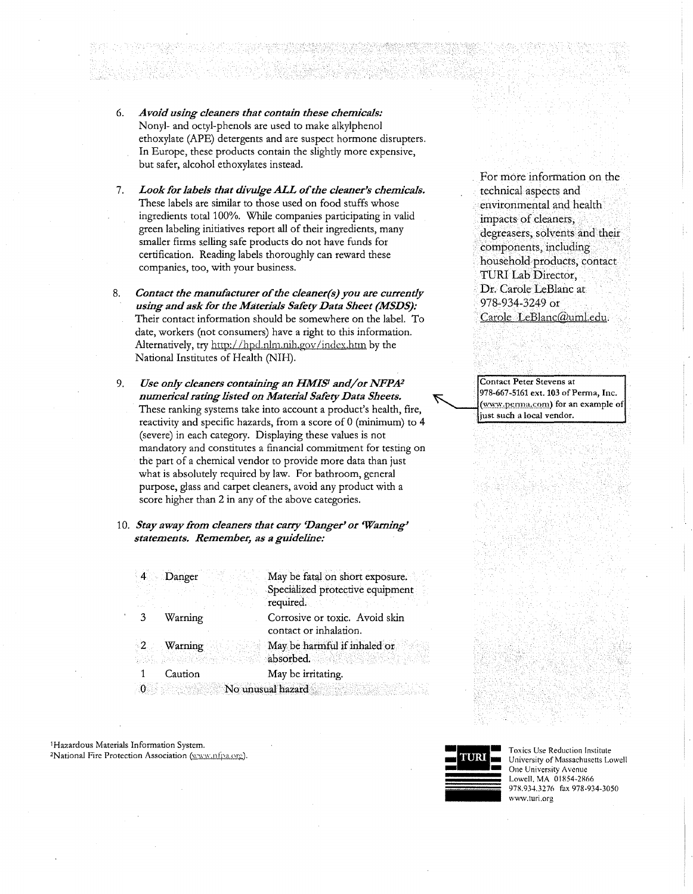6. ***Avoid using cleaners that contain these chemicals:*** Nonyl- and octyl-phenols are used to make alkylphenol ethoxylate (APE) detergents and are suspect hormone disrupters. In Europe, these products contain the slightly more expensive, but safer, alcohol ethoxylates instead.

7. ***Look for labels that divulge ALL of the cleaner's chemicals.*** These labels are similar to those used on food stuffs whose ingredients total 100%. While companies participating in valid green labeling initiatives report all of their ingredients, many smaller firms selling safe products do not have funds for certification. Reading labels thoroughly can reward these companies, too, with your business.

8. ***Contact the manufacturer of the cleaner(s) you are currently using and ask for the Materials Safety Data Sheet (MSDS):*** Their contact information should be somewhere on the label. To date, workers (not consumers) have a right to this information. Alternatively, try http://hpd.nlm.nih.gov/index.htm by the National Institutes of Health (NIH).

9. ***Use only cleaners containing an HMIS[1] and/or NFPA[2] numerical rating listed on Material Safety Data Sheets.*** These ranking systems take into account a product's health, fire, reactivity and specific hazards, from a score of 0 (minimum) to 4 (severe) in each category. Displaying these values is not mandatory and constitutes a financial commitment for testing on the part of a chemical vendor to provide more data than just what is absolutely required by law. For bathroom, general purpose, glass and carpet cleaners, avoid any product with a score higher than 2 in any of the above categories.

10. ***Stay away from cleaners that carry 'Danger' or 'Warning' statements. Remember, as a guideline:***

| | | |
|---|---|---|
| 4 | Danger | May be fatal on short exposure. Specialized protective equipment required. |
| 3 | Warning | Corrosive or toxic. Avoid skin contact or inhalation. |
| 2 | Warning | May be harmful if inhaled or absorbed. |
| 1 | Caution | May be irritating. |
| 0 | No unusual hazard | |

For more information on the technical aspects and environmental and health impacts of cleaners, degreasers, solvents and their components, including household products, contact TURI Lab Director, Dr. Carole LeBlanc at 978-934-3249 or Carole_LeBlanc@uml.edu.

**Contact Peter Stevens at 978-667-5161 ext. 103 of Perma, Inc. (www.perma.com) for an example of just such a local vendor.**

[1]Hazardous Materials Information System.
[2]National Fire Protection Association (www.nfpa.org).

TURI

Toxics Use Reduction Institute
University of Massachusetts Lowell
One University Avenue
Lowell, MA 01854-2866
978.934.3276 fax 978-934-3050
www.turi.org